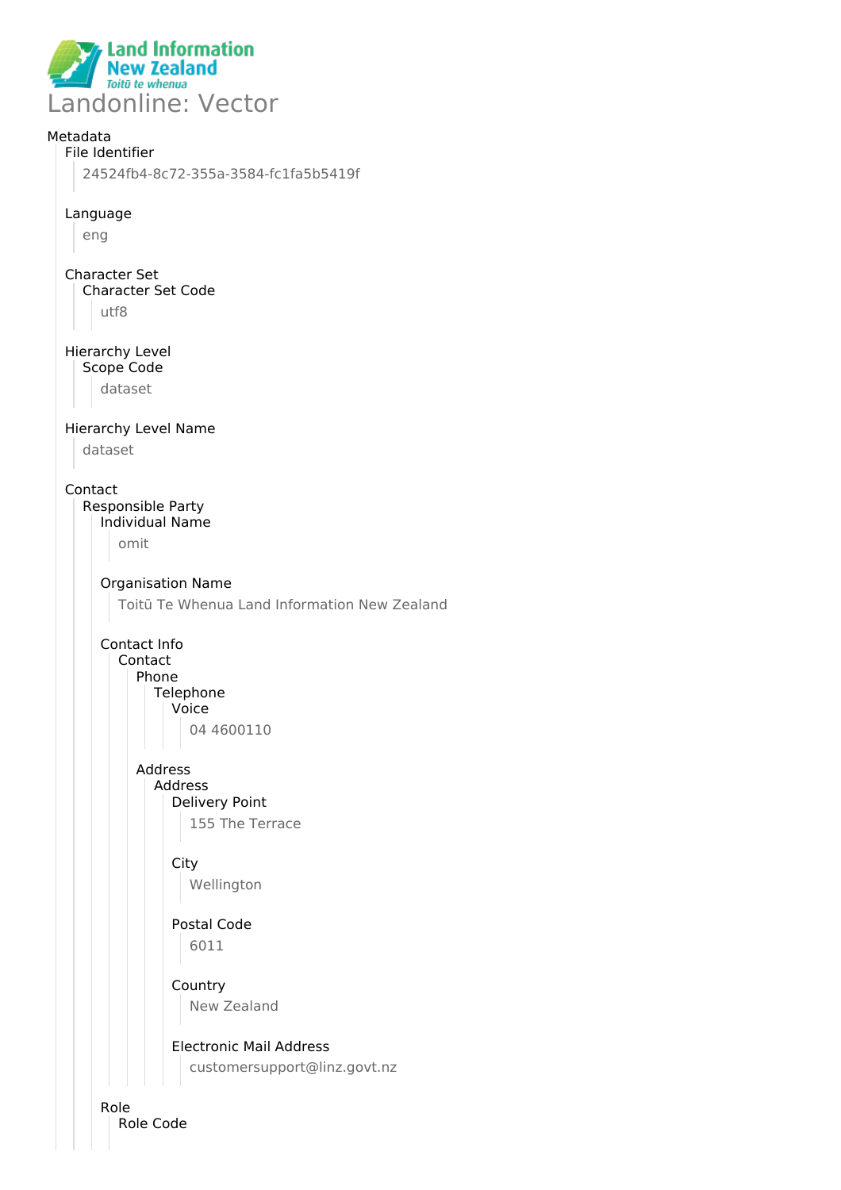Land Information New Zealand
Toitū te whenua

# Landonline: Vector

Metadata

- File Identifier
  - 24524fb4-8c72-355a-3584-fc1fa5b5419f
- Language
  - eng
- Character Set
  - Character Set Code
    - utf8
- Hierarchy Level
  - Scope Code
    - dataset
- Hierarchy Level Name
  - dataset
- Contact
  - Responsible Party
    - Individual Name
      - omit
    - Organisation Name
      - Toitū Te Whenua Land Information New Zealand
    - Contact Info
      - Contact
        - Phone
          - Telephone
            - Voice
              - 04 4600110
        - Address
          - Address
            - Delivery Point
              - 155 The Terrace
            - City
              - Wellington
            - Postal Code
              - 6011
            - Country
              - New Zealand
            - Electronic Mail Address
              - customersupport@linz.govt.nz
    - Role
      - Role Code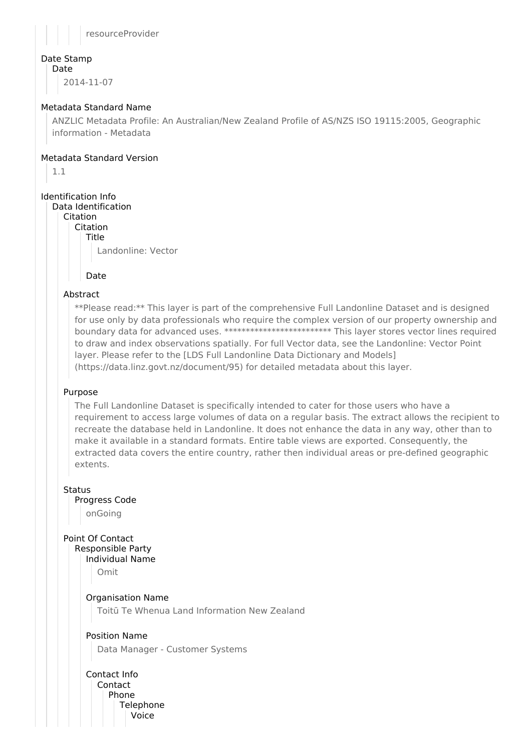resourceProvider

Date Stamp

Date

2014-11-07

Metadata Standard Name

ANZLIC Metadata Profile: An Australian/New Zealand Profile of AS/NZS ISO 19115:2005, Geographic information - Metadata

Metadata Standard Version

1.1

Identification Info

Data Identification

Citation

Citation

Title

Landonline: Vector

Date

Abstract

**Please read:** This layer is part of the comprehensive Full Landonline Dataset and is designed for use only by data professionals who require the complex version of our property ownership and boundary data for advanced uses. ************************* This layer stores vector lines required to draw and index observations spatially. For full Vector data, see the Landonline: Vector Point layer. Please refer to the [LDS Full Landonline Data Dictionary and Models] (https://data.linz.govt.nz/document/95) for detailed metadata about this layer.

Purpose

The Full Landonline Dataset is specifically intended to cater for those users who have a requirement to access large volumes of data on a regular basis. The extract allows the recipient to recreate the database held in Landonline. It does not enhance the data in any way, other than to make it available in a standard formats. Entire table views are exported. Consequently, the extracted data covers the entire country, rather then individual areas or pre-defined geographic extents.

Status

Progress Code

onGoing

Point Of Contact

Responsible Party

Individual Name

Omit

Organisation Name

Toitū Te Whenua Land Information New Zealand

Position Name

Data Manager - Customer Systems

Contact Info

Contact

Phone

Telephone

Voice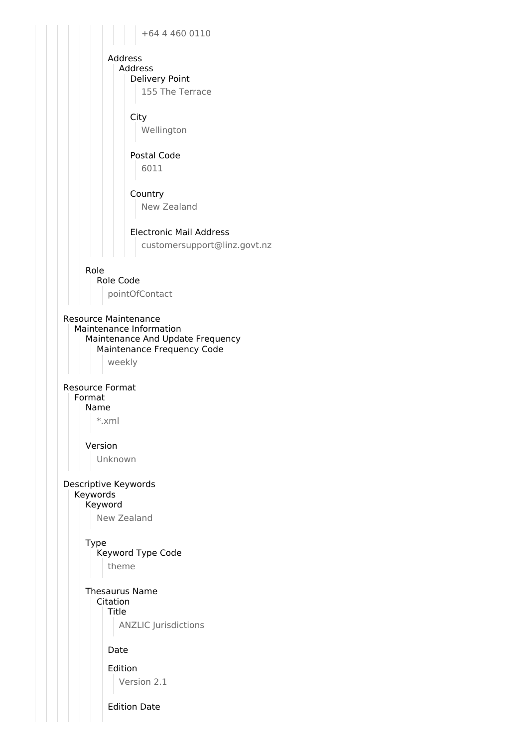+64 4 460 0110

Address
- Address
  - Delivery Point
    - 155 The Terrace
  - City
    - Wellington
  - Postal Code
    - 6011
  - Country
    - New Zealand
  - Electronic Mail Address
    - customersupport@linz.govt.nz

Role
- Role Code
  - pointOfContact

Resource Maintenance
- Maintenance Information
  - Maintenance And Update Frequency
    - Maintenance Frequency Code
      - weekly

Resource Format
- Format
  - Name
    - *.xml
  - Version
    - Unknown

Descriptive Keywords
- Keywords
  - Keyword
    - New Zealand
  - Type
    - Keyword Type Code
      - theme
  - Thesaurus Name
    - Citation
      - Title
        - ANZLIC Jurisdictions
      - Date
      - Edition
        - Version 2.1
      - Edition Date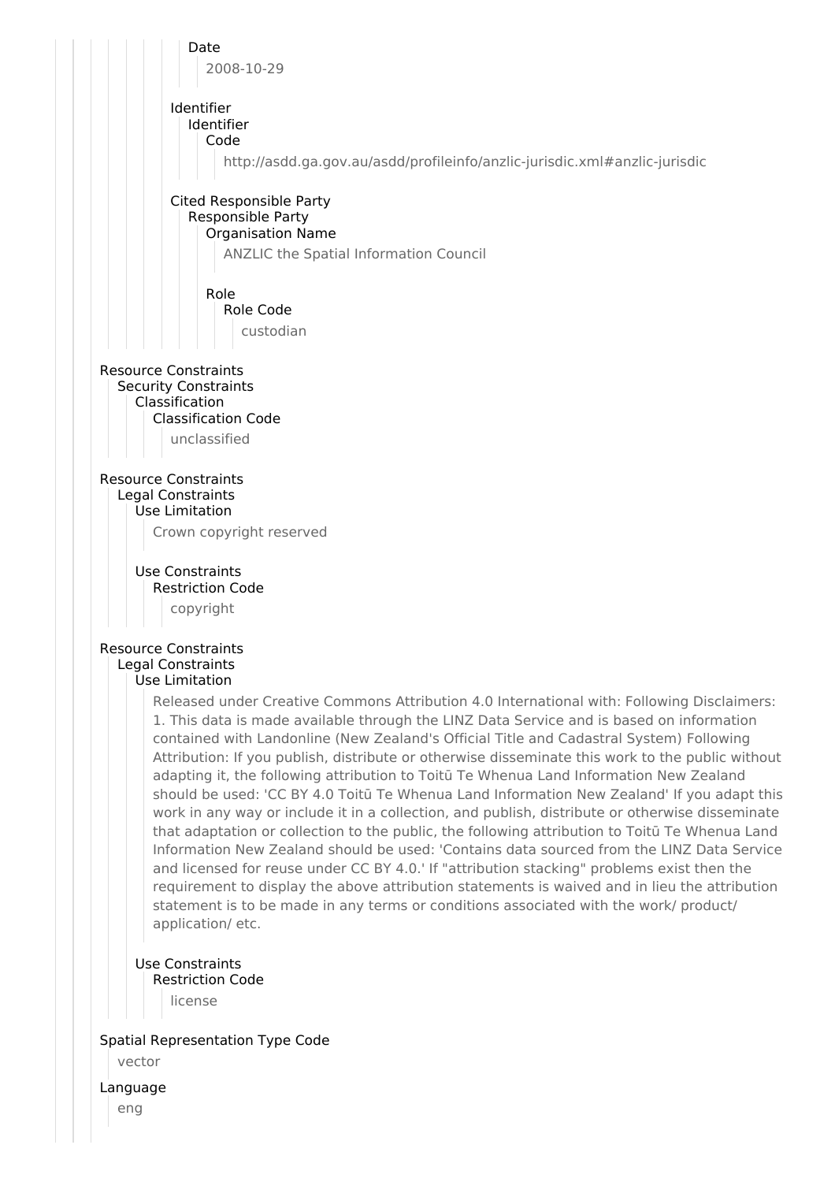Date

2008-10-29

Identifier

Identifier

Code

http://asdd.ga.gov.au/asdd/profileinfo/anzlic-jurisdic.xml#anzlic-jurisdic

Cited Responsible Party

Responsible Party

Organisation Name

ANZLIC the Spatial Information Council

Role

Role Code

custodian

Resource Constraints

Security Constraints

Classification

Classification Code

unclassified

Resource Constraints

Legal Constraints

Use Limitation

Crown copyright reserved

Use Constraints

Restriction Code

copyright

Resource Constraints

Legal Constraints

Use Limitation

Released under Creative Commons Attribution 4.0 International with: Following Disclaimers: 1. This data is made available through the LINZ Data Service and is based on information contained with Landonline (New Zealand's Official Title and Cadastral System) Following Attribution: If you publish, distribute or otherwise disseminate this work to the public without adapting it, the following attribution to Toitū Te Whenua Land Information New Zealand should be used: 'CC BY 4.0 Toitū Te Whenua Land Information New Zealand' If you adapt this work in any way or include it in a collection, and publish, distribute or otherwise disseminate that adaptation or collection to the public, the following attribution to Toitū Te Whenua Land Information New Zealand should be used: 'Contains data sourced from the LINZ Data Service and licensed for reuse under CC BY 4.0.' If "attribution stacking" problems exist then the requirement to display the above attribution statements is waived and in lieu the attribution statement is to be made in any terms or conditions associated with the work/ product/ application/ etc.

Use Constraints

Restriction Code

license

Spatial Representation Type Code

vector

Language

eng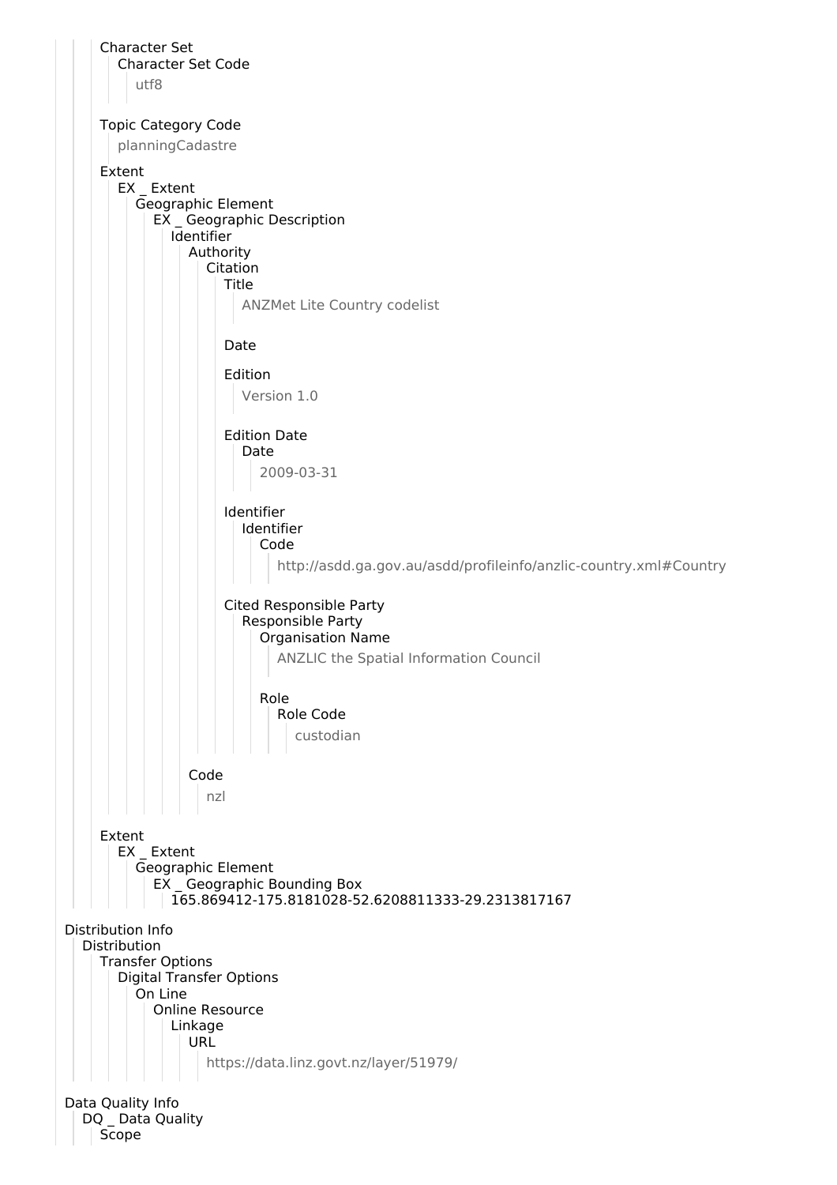- Character Set
  - Character Set Code
    - utf8
- Topic Category Code
  - planningCadastre
- Extent
  - EX _ Extent
    - Geographic Element
      - EX _ Geographic Description
        - Identifier
          - Authority
            - Citation
              - Title
                - ANZMet Lite Country codelist
              - Date
              - Edition
                - Version 1.0
              - Edition Date
                - Date
                  - 2009-03-31
              - Identifier
                - Identifier
                  - Code
                    - http://asdd.ga.gov.au/asdd/profileinfo/anzlic-country.xml#Country
              - Cited Responsible Party
                - Responsible Party
                  - Organisation Name
                    - ANZLIC the Spatial Information Council
                  - Role
                    - Role Code
                      - custodian
          - Code
            - nzl
- Extent
  - EX _ Extent
    - Geographic Element
      - EX _ Geographic Bounding Box
        - 165.869412-175.8181028-52.6208811333-29.2313817167

Distribution Info
- Distribution
  - Transfer Options
    - Digital Transfer Options
      - On Line
        - Online Resource
          - Linkage
            - URL
              - https://data.linz.govt.nz/layer/51979/

Data Quality Info
- DQ _ Data Quality
  - Scope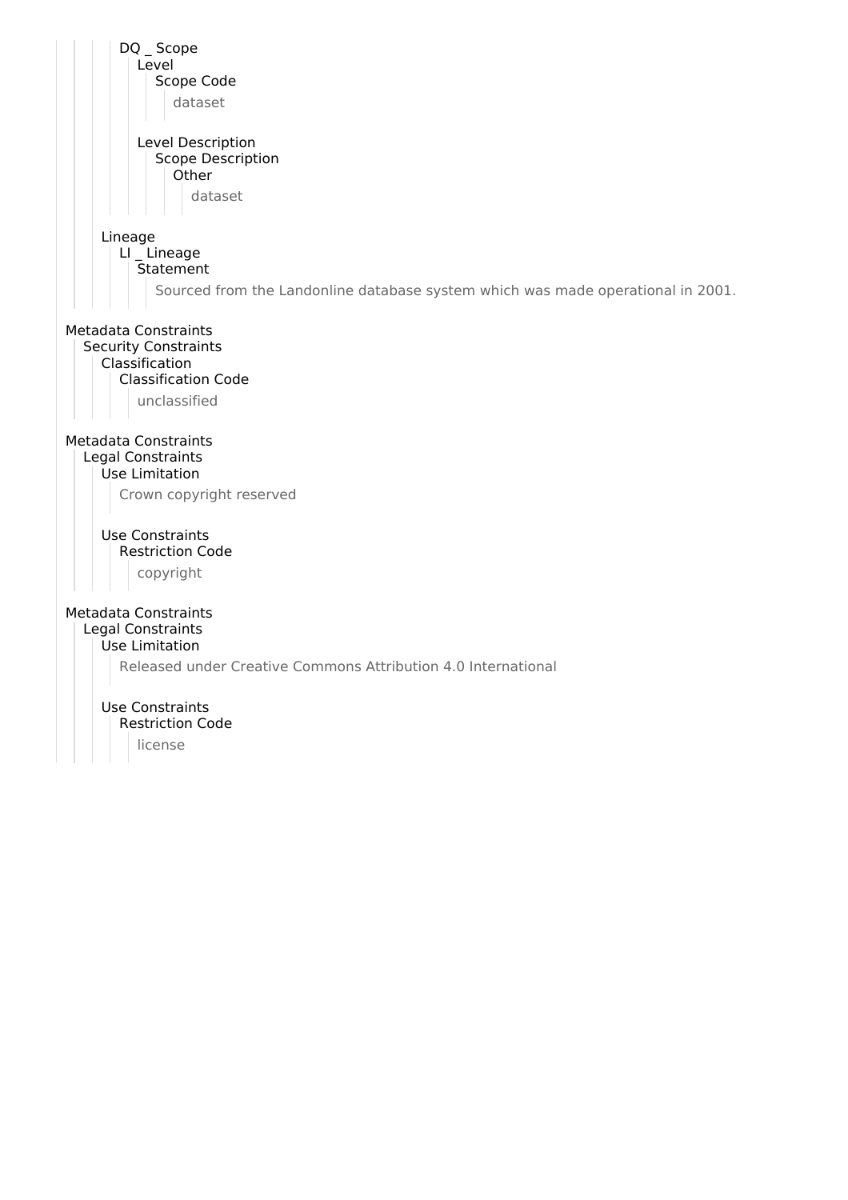DQ _ Scope
Level
Scope Code
dataset

Level Description
Scope Description
Other
dataset

Lineage
LI _ Lineage
Statement
Sourced from the Landonline database system which was made operational in 2001.

Metadata Constraints
Security Constraints
Classification
Classification Code
unclassified

Metadata Constraints
Legal Constraints
Use Limitation
Crown copyright reserved

Use Constraints
Restriction Code
copyright

Metadata Constraints
Legal Constraints
Use Limitation
Released under Creative Commons Attribution 4.0 International

Use Constraints
Restriction Code
license